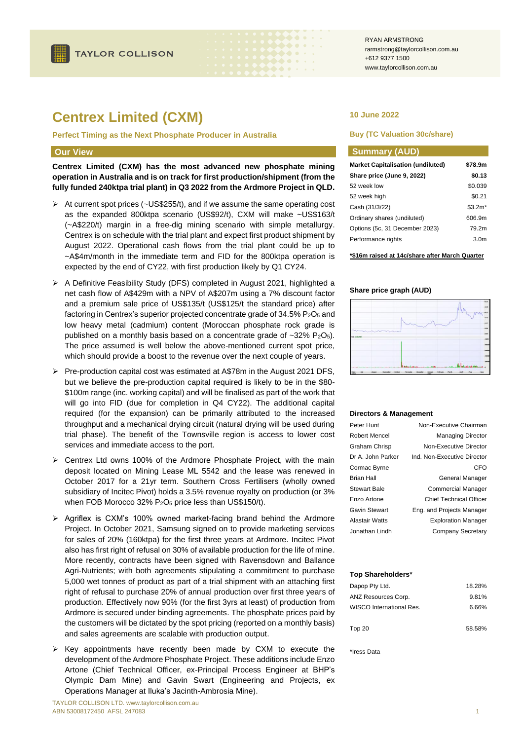TAYLOR COLLISON

RYAN ARMSTRONG
rarmstrong@taylorcollison.com.au
+612 9377 1500
www.taylorcollison.com.au

# Centrex Limited (CXM)

**Perfect Timing as the Next Phosphate Producer in Australia**

10 June 2022

**Buy (TC Valuation 30c/share)**

## Our View

**Centrex Limited (CXM) has the most advanced new phosphate mining operation in Australia and is on track for first production/shipment (from the fully funded 240ktpa trial plant) in Q3 2022 from the Ardmore Project in QLD.**

- At current spot prices (~US$255/t), and if we assume the same operating cost as the expanded 800ktpa scenario (US$92/t), CXM will make ~US$163/t (~A$220/t) margin in a free-dig mining scenario with simple metallurgy. Centrex is on schedule with the trial plant and expect first product shipment by August 2022. Operational cash flows from the trial plant could be up to ~A$4m/month in the immediate term and FID for the 800ktpa operation is expected by the end of CY22, with first production likely by Q1 CY24.
- A Definitive Feasibility Study (DFS) completed in August 2021, highlighted a net cash flow of A$429m with a NPV of A$207m using a 7% discount factor and a premium sale price of US$135/t (US$125/t the standard price) after factoring in Centrex's superior projected concentrate grade of 34.5% $P_2O_5$ and low heavy metal (cadmium) content (Moroccan phosphate rock grade is published on a monthly basis based on a concentrate grade of ~32% $P_2O_5$). The price assumed is well below the above-mentioned current spot price, which should provide a boost to the revenue over the next couple of years.
- Pre-production capital cost was estimated at A$78m in the August 2021 DFS, but we believe the pre-production capital required is likely to be in the $80-$100m range (inc. working capital) and will be finalised as part of the work that will go into FID (due for completion in Q4 CY22). The additional capital required (for the expansion) can be primarily attributed to the increased throughput and a mechanical drying circuit (natural drying will be used during trial phase). The benefit of the Townsville region is access to lower cost services and immediate access to the port.
- Centrex Ltd owns 100% of the Ardmore Phosphate Project, with the main deposit located on Mining Lease ML 5542 and the lease was renewed in October 2017 for a 21yr term. Southern Cross Fertilisers (wholly owned subsidiary of Incitec Pivot) holds a 3.5% revenue royalty on production (or 3% when FOB Morocco 32% $P_2O_5$ price less than US$150/t).
- Agriflex is CXM's 100% owned market-facing brand behind the Ardmore Project. In October 2021, Samsung signed on to provide marketing services for sales of 20% (160ktpa) for the first three years at Ardmore. Incitec Pivot also has first right of refusal on 30% of available production for the life of mine. More recently, contracts have been signed with Ravensdown and Ballance Agri-Nutrients; with both agreements stipulating a commitment to purchase 5,000 wet tonnes of product as part of a trial shipment with an attaching first right of refusal to purchase 20% of annual production over first three years of production. Effectively now 90% (for the first 3yrs at least) of production from Ardmore is secured under binding agreements. The phosphate prices paid by the customers will be dictated by the spot pricing (reported on a monthly basis) and sales agreements are scalable with production output.
- Key appointments have recently been made by CXM to execute the development of the Ardmore Phosphate Project. These additions include Enzo Artone (Chief Technical Officer, ex-Principal Process Engineer at BHP's Olympic Dam Mine) and Gavin Swart (Engineering and Projects, ex Operations Manager at Iluka's Jacinth-Ambrosia Mine).

## Summary (AUD)

| | |
|---|---|
| **Market Capitalisation (undiluted)** | **$78.9m** |
| **Share price (June 9, 2022)** | **$0.13** |
| 52 week low | $0.039 |
| 52 week high | $0.21 |
| Cash (31/3/22) | $3.2m* |
| Ordinary shares (undiluted) | 606.9m |
| Options (5c, 31 December 2023) | 79.2m |
| Performance rights | 3.0m |

***$16m raised at 14c/share after March Quarter**

**Share price graph (AUD)**

**Directors & Management**

| | |
|---|---|
| Peter Hunt | Non-Executive Chairman |
| Robert Mencel | Managing Director |
| Graham Chrisp | Non-Executive Director |
| Dr A. John Parker | Ind. Non-Executive Director |
| Cormac Byrne | CFO |
| Brian Hall | General Manager |
| Stewart Bale | Commercial Manager |
| Enzo Artone | Chief Technical Officer |
| Gavin Stewart | Eng. and Projects Manager |
| Alastair Watts | Exploration Manager |
| Jonathan Lindh | Company Secretary |

**Top Shareholders***

| | |
|---|---|
| Dapop Pty Ltd. | 18.28% |
| ANZ Resources Corp. | 9.81% |
| WISCO International Res. | 6.66% |
| Top 20 | 58.58% |

*Iress Data

TAYLOR COLLISON LTD. www.taylorcollison.com.au
ABN 53008172450 AFSL 247083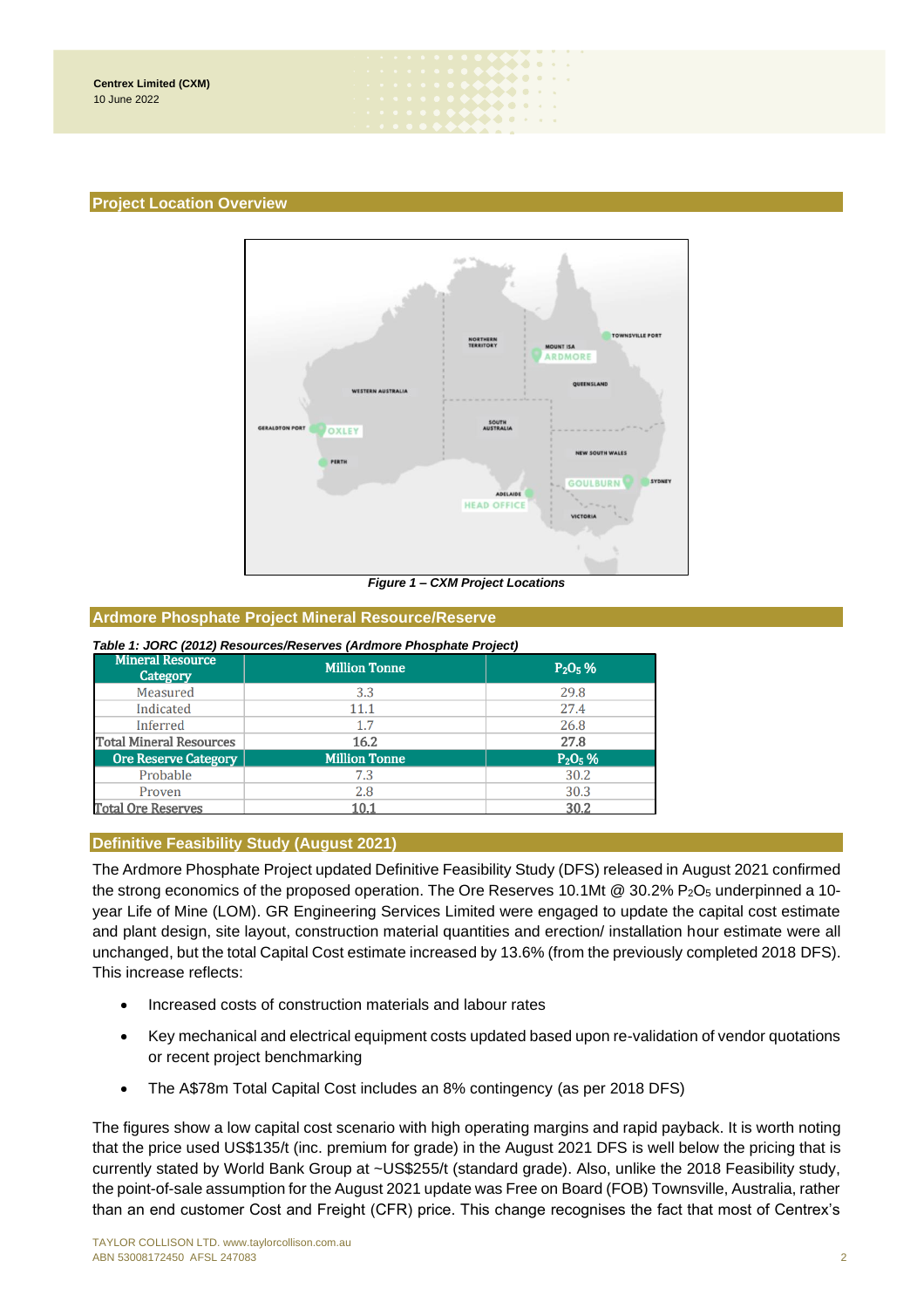## Project Location Overview

*Figure 1 – CXM Project Locations*

## Ardmore Phosphate Project Mineral Resource/Reserve

*Table 1: JORC (2012) Resources/Reserves (Ardmore Phosphate Project)*

| Mineral Resource Category | Million Tonne | $P_2O_5$ % |
|---|---|---|
| Measured | 3.3 | 29.8 |
| Indicated | 11.1 | 27.4 |
| Inferred | 1.7 | 26.8 |
| **Total Mineral Resources** | **16.2** | **27.8** |
| **Ore Reserve Category** | **Million Tonne** | **$P_2O_5$ %** |
| Probable | 7.3 | 30.2 |
| Proven | 2.8 | 30.3 |
| **Total Ore Reserves** | **10.1** | **30.2** |

## Definitive Feasibility Study (August 2021)

The Ardmore Phosphate Project updated Definitive Feasibility Study (DFS) released in August 2021 confirmed the strong economics of the proposed operation. The Ore Reserves 10.1Mt @ 30.2% $P_2O_5$ underpinned a 10-year Life of Mine (LOM). GR Engineering Services Limited were engaged to update the capital cost estimate and plant design, site layout, construction material quantities and erection/ installation hour estimate were all unchanged, but the total Capital Cost estimate increased by 13.6% (from the previously completed 2018 DFS). This increase reflects:

- Increased costs of construction materials and labour rates
- Key mechanical and electrical equipment costs updated based upon re-validation of vendor quotations or recent project benchmarking
- The A$78m Total Capital Cost includes an 8% contingency (as per 2018 DFS)

The figures show a low capital cost scenario with high operating margins and rapid payback. It is worth noting that the price used US$135/t (inc. premium for grade) in the August 2021 DFS is well below the pricing that is currently stated by World Bank Group at ~US$255/t (standard grade). Also, unlike the 2018 Feasibility study, the point-of-sale assumption for the August 2021 update was Free on Board (FOB) Townsville, Australia, rather than an end customer Cost and Freight (CFR) price. This change recognises the fact that most of Centrex's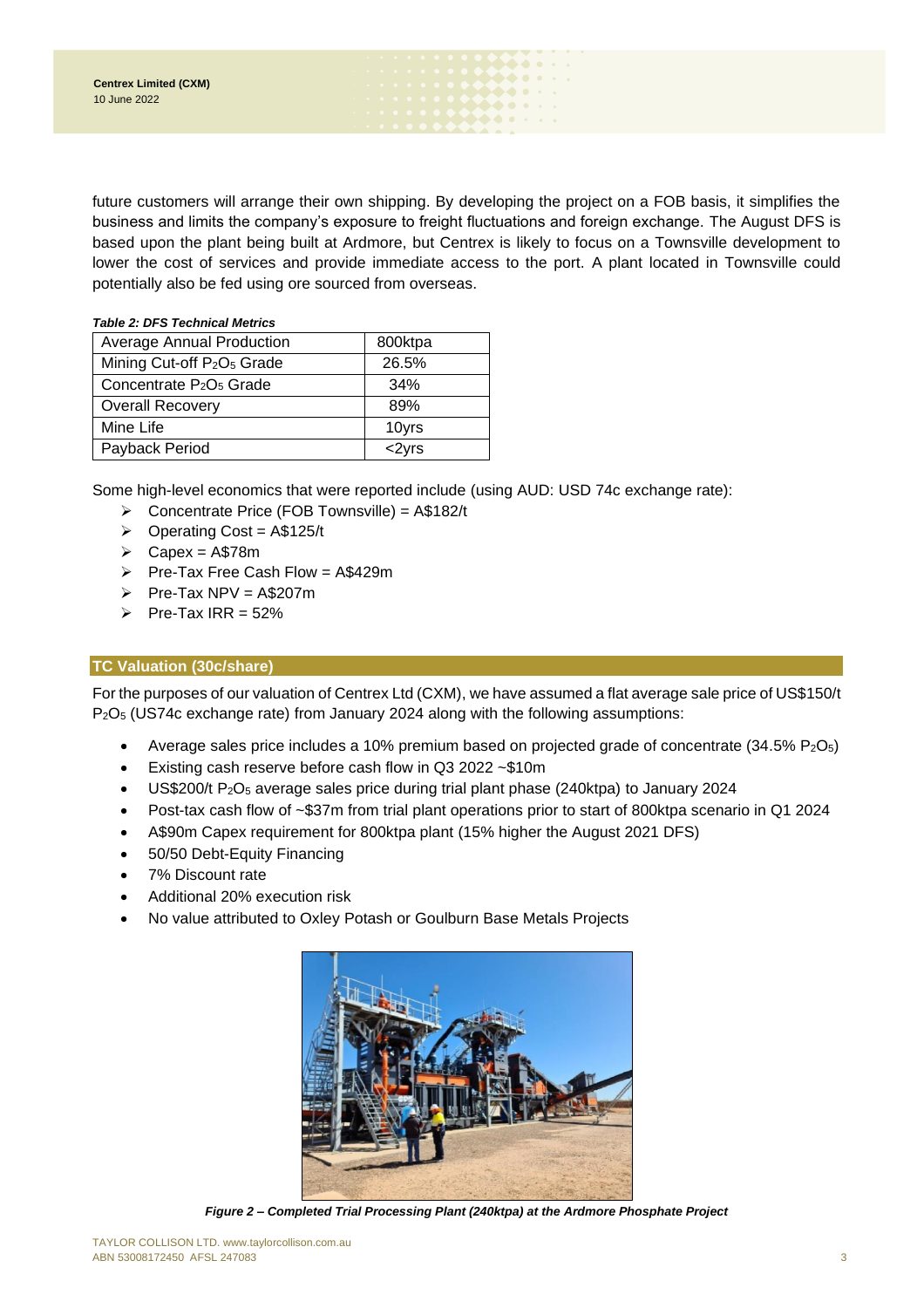future customers will arrange their own shipping. By developing the project on a FOB basis, it simplifies the business and limits the company's exposure to freight fluctuations and foreign exchange. The August DFS is based upon the plant being built at Ardmore, but Centrex is likely to focus on a Townsville development to lower the cost of services and provide immediate access to the port. A plant located in Townsville could potentially also be fed using ore sourced from overseas.

***Table 2: DFS Technical Metrics***

| | |
|---|---|
| Average Annual Production | 800ktpa |
| Mining Cut-off $P_2O_5$ Grade | 26.5% |
| Concentrate $P_2O_5$ Grade | 34% |
| Overall Recovery | 89% |
| Mine Life | 10yrs |
| Payback Period | <2yrs |

Some high-level economics that were reported include (using AUD: USD 74c exchange rate):

- Concentrate Price (FOB Townsville) = A$182/t
- Operating Cost = A$125/t
- Capex = A$78m
- Pre-Tax Free Cash Flow = A$429m
- Pre-Tax NPV = A$207m
- Pre-Tax IRR = 52%

## TC Valuation (30c/share)

For the purposes of our valuation of Centrex Ltd (CXM), we have assumed a flat average sale price of US$150/t $P_2O_5$ (US74c exchange rate) from January 2024 along with the following assumptions:

- Average sales price includes a 10% premium based on projected grade of concentrate (34.5% $P_2O_5$)
- Existing cash reserve before cash flow in Q3 2022 ~$10m
- US$200/t $P_2O_5$ average sales price during trial plant phase (240ktpa) to January 2024
- Post-tax cash flow of ~$37m from trial plant operations prior to start of 800ktpa scenario in Q1 2024
- A$90m Capex requirement for 800ktpa plant (15% higher the August 2021 DFS)
- 50/50 Debt-Equity Financing
- 7% Discount rate
- Additional 20% execution risk
- No value attributed to Oxley Potash or Goulburn Base Metals Projects

***Figure 2 – Completed Trial Processing Plant (240ktpa) at the Ardmore Phosphate Project***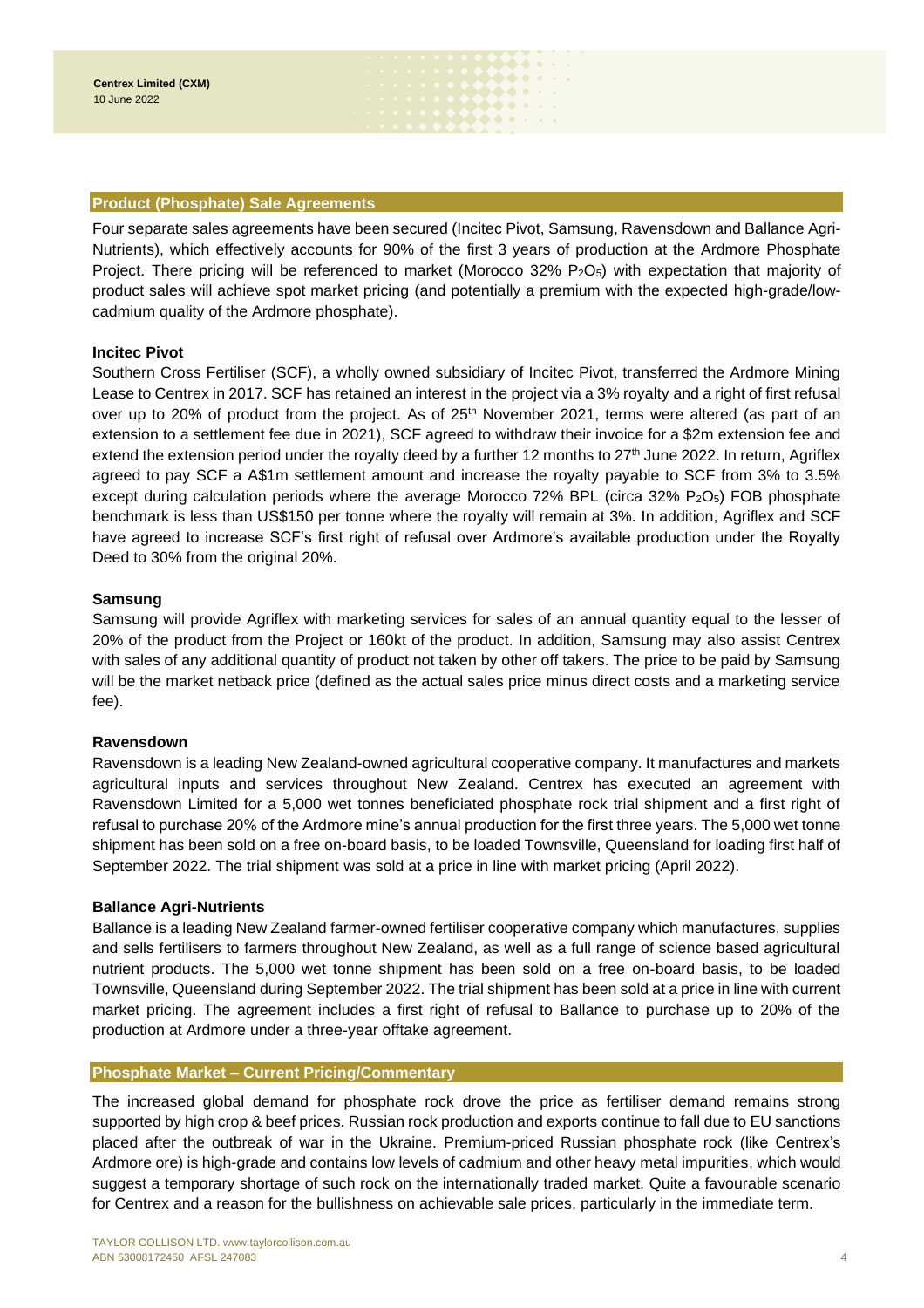## Product (Phosphate) Sale Agreements

Four separate sales agreements have been secured (Incitec Pivot, Samsung, Ravensdown and Ballance Agri-Nutrients), which effectively accounts for 90% of the first 3 years of production at the Ardmore Phosphate Project. There pricing will be referenced to market (Morocco 32% $P_2O_5$) with expectation that majority of product sales will achieve spot market pricing (and potentially a premium with the expected high-grade/low-cadmium quality of the Ardmore phosphate).

### Incitec Pivot

Southern Cross Fertiliser (SCF), a wholly owned subsidiary of Incitec Pivot, transferred the Ardmore Mining Lease to Centrex in 2017. SCF has retained an interest in the project via a 3% royalty and a right of first refusal over up to 20% of product from the project. As of 25th November 2021, terms were altered (as part of an extension to a settlement fee due in 2021), SCF agreed to withdraw their invoice for a $2m extension fee and extend the extension period under the royalty deed by a further 12 months to 27th June 2022. In return, Agriflex agreed to pay SCF a A$1m settlement amount and increase the royalty payable to SCF from 3% to 3.5% except during calculation periods where the average Morocco 72% BPL (circa 32% $P_2O_5$) FOB phosphate benchmark is less than US$150 per tonne where the royalty will remain at 3%. In addition, Agriflex and SCF have agreed to increase SCF's first right of refusal over Ardmore's available production under the Royalty Deed to 30% from the original 20%.

### Samsung

Samsung will provide Agriflex with marketing services for sales of an annual quantity equal to the lesser of 20% of the product from the Project or 160kt of the product. In addition, Samsung may also assist Centrex with sales of any additional quantity of product not taken by other off takers. The price to be paid by Samsung will be the market netback price (defined as the actual sales price minus direct costs and a marketing service fee).

### Ravensdown

Ravensdown is a leading New Zealand-owned agricultural cooperative company. It manufactures and markets agricultural inputs and services throughout New Zealand. Centrex has executed an agreement with Ravensdown Limited for a 5,000 wet tonnes beneficiated phosphate rock trial shipment and a first right of refusal to purchase 20% of the Ardmore mine's annual production for the first three years. The 5,000 wet tonne shipment has been sold on a free on-board basis, to be loaded Townsville, Queensland for loading first half of September 2022. The trial shipment was sold at a price in line with market pricing (April 2022).

### Ballance Agri-Nutrients

Ballance is a leading New Zealand farmer-owned fertiliser cooperative company which manufactures, supplies and sells fertilisers to farmers throughout New Zealand, as well as a full range of science based agricultural nutrient products. The 5,000 wet tonne shipment has been sold on a free on-board basis, to be loaded Townsville, Queensland during September 2022. The trial shipment has been sold at a price in line with current market pricing. The agreement includes a first right of refusal to Ballance to purchase up to 20% of the production at Ardmore under a three-year offtake agreement.

## Phosphate Market – Current Pricing/Commentary

The increased global demand for phosphate rock drove the price as fertiliser demand remains strong supported by high crop & beef prices. Russian rock production and exports continue to fall due to EU sanctions placed after the outbreak of war in the Ukraine. Premium-priced Russian phosphate rock (like Centrex's Ardmore ore) is high-grade and contains low levels of cadmium and other heavy metal impurities, which would suggest a temporary shortage of such rock on the internationally traded market. Quite a favourable scenario for Centrex and a reason for the bullishness on achievable sale prices, particularly in the immediate term.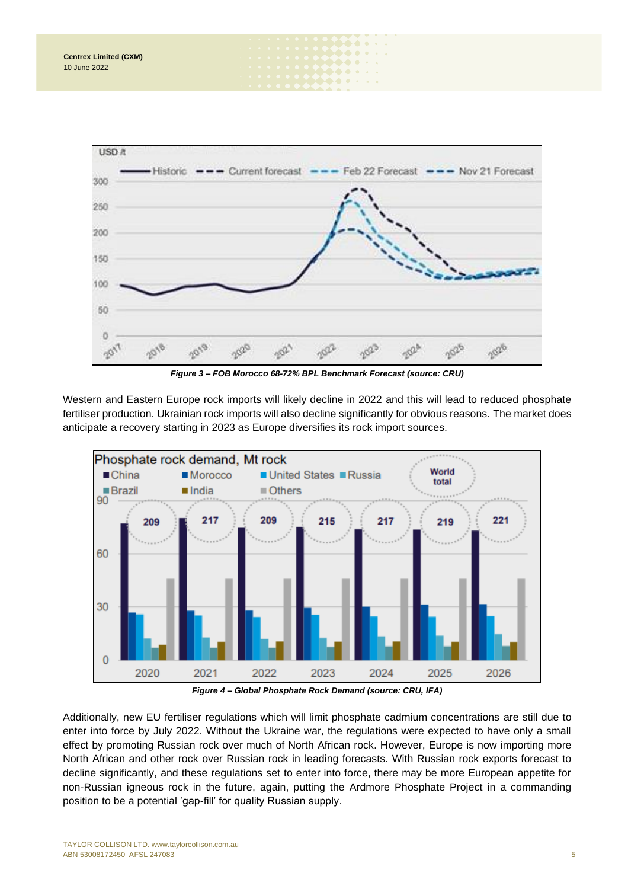*Figure 3 – FOB Morocco 68-72% BPL Benchmark Forecast (source: CRU)*

Western and Eastern Europe rock imports will likely decline in 2022 and this will lead to reduced phosphate fertiliser production. Ukrainian rock imports will also decline significantly for obvious reasons. The market does anticipate a recovery starting in 2023 as Europe diversifies its rock import sources.

*Figure 4 – Global Phosphate Rock Demand (source: CRU, IFA)*

Additionally, new EU fertiliser regulations which will limit phosphate cadmium concentrations are still due to enter into force by July 2022. Without the Ukraine war, the regulations were expected to have only a small effect by promoting Russian rock over much of North African rock. However, Europe is now importing more North African and other rock over Russian rock in leading forecasts. With Russian rock exports forecast to decline significantly, and these regulations set to enter into force, there may be more European appetite for non-Russian igneous rock in the future, again, putting the Ardmore Phosphate Project in a commanding position to be a potential 'gap-fill' for quality Russian supply.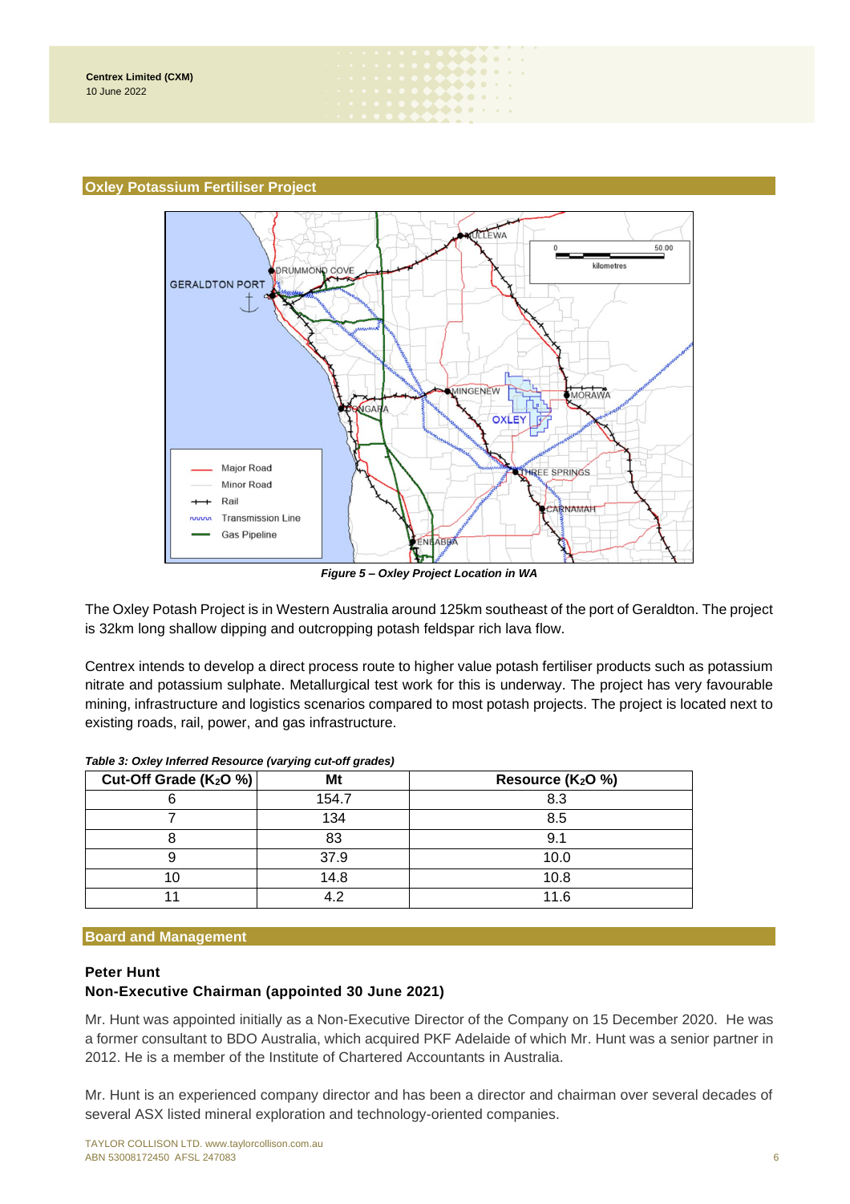## Oxley Potassium Fertiliser Project

*Figure 5 – Oxley Project Location in WA*

The Oxley Potash Project is in Western Australia around 125km southeast of the port of Geraldton. The project is 32km long shallow dipping and outcropping potash feldspar rich lava flow.

Centrex intends to develop a direct process route to higher value potash fertiliser products such as potassium nitrate and potassium sulphate. Metallurgical test work for this is underway. The project has very favourable mining, infrastructure and logistics scenarios compared to most potash projects. The project is located next to existing roads, rail, power, and gas infrastructure.

*Table 3: Oxley Inferred Resource (varying cut-off grades)*

| Cut-Off Grade ($K_2O$ %) | Mt | Resource ($K_2O$ %) |
|---|---|---|
| 6 | 154.7 | 8.3 |
| 7 | 134 | 8.5 |
| 8 | 83 | 9.1 |
| 9 | 37.9 | 10.0 |
| 10 | 14.8 | 10.8 |
| 11 | 4.2 | 11.6 |

## Board and Management

**Peter Hunt**
**Non-Executive Chairman (appointed 30 June 2021)**

Mr. Hunt was appointed initially as a Non-Executive Director of the Company on 15 December 2020. He was a former consultant to BDO Australia, which acquired PKF Adelaide of which Mr. Hunt was a senior partner in 2012. He is a member of the Institute of Chartered Accountants in Australia.

Mr. Hunt is an experienced company director and has been a director and chairman over several decades of several ASX listed mineral exploration and technology-oriented companies.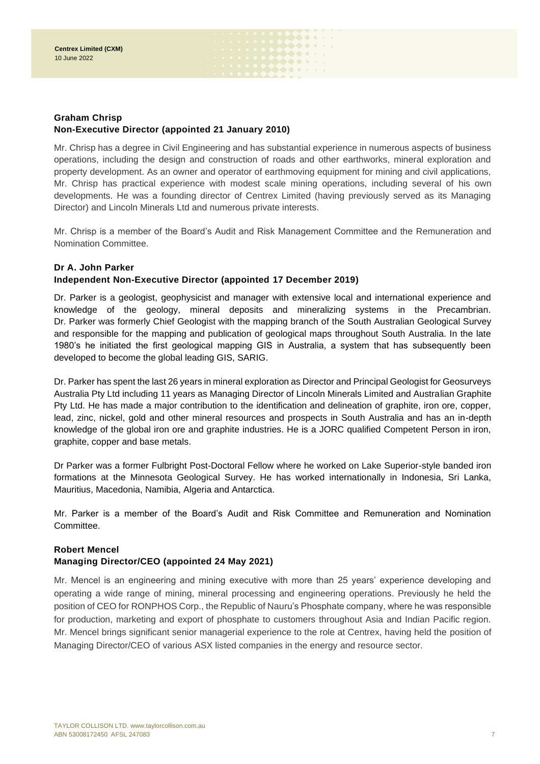**Graham Chrisp**
**Non-Executive Director (appointed 21 January 2010)**

Mr. Chrisp has a degree in Civil Engineering and has substantial experience in numerous aspects of business operations, including the design and construction of roads and other earthworks, mineral exploration and property development. As an owner and operator of earthmoving equipment for mining and civil applications, Mr. Chrisp has practical experience with modest scale mining operations, including several of his own developments. He was a founding director of Centrex Limited (having previously served as its Managing Director) and Lincoln Minerals Ltd and numerous private interests.

Mr. Chrisp is a member of the Board's Audit and Risk Management Committee and the Remuneration and Nomination Committee.

**Dr A. John Parker**
**Independent Non-Executive Director (appointed 17 December 2019)**

Dr. Parker is a geologist, geophysicist and manager with extensive local and international experience and knowledge of the geology, mineral deposits and mineralizing systems in the Precambrian. Dr. Parker was formerly Chief Geologist with the mapping branch of the South Australian Geological Survey and responsible for the mapping and publication of geological maps throughout South Australia. In the late 1980's he initiated the first geological mapping GIS in Australia, a system that has subsequently been developed to become the global leading GIS, SARIG.

Dr. Parker has spent the last 26 years in mineral exploration as Director and Principal Geologist for Geosurveys Australia Pty Ltd including 11 years as Managing Director of Lincoln Minerals Limited and Australian Graphite Pty Ltd. He has made a major contribution to the identification and delineation of graphite, iron ore, copper, lead, zinc, nickel, gold and other mineral resources and prospects in South Australia and has an in-depth knowledge of the global iron ore and graphite industries. He is a JORC qualified Competent Person in iron, graphite, copper and base metals.

Dr Parker was a former Fulbright Post-Doctoral Fellow where he worked on Lake Superior-style banded iron formations at the Minnesota Geological Survey. He has worked internationally in Indonesia, Sri Lanka, Mauritius, Macedonia, Namibia, Algeria and Antarctica.

Mr. Parker is a member of the Board's Audit and Risk Committee and Remuneration and Nomination Committee.

**Robert Mencel**
**Managing Director/CEO (appointed 24 May 2021)**

Mr. Mencel is an engineering and mining executive with more than 25 years' experience developing and operating a wide range of mining, mineral processing and engineering operations. Previously he held the position of CEO for RONPHOS Corp., the Republic of Nauru's Phosphate company, where he was responsible for production, marketing and export of phosphate to customers throughout Asia and Indian Pacific region. Mr. Mencel brings significant senior managerial experience to the role at Centrex, having held the position of Managing Director/CEO of various ASX listed companies in the energy and resource sector.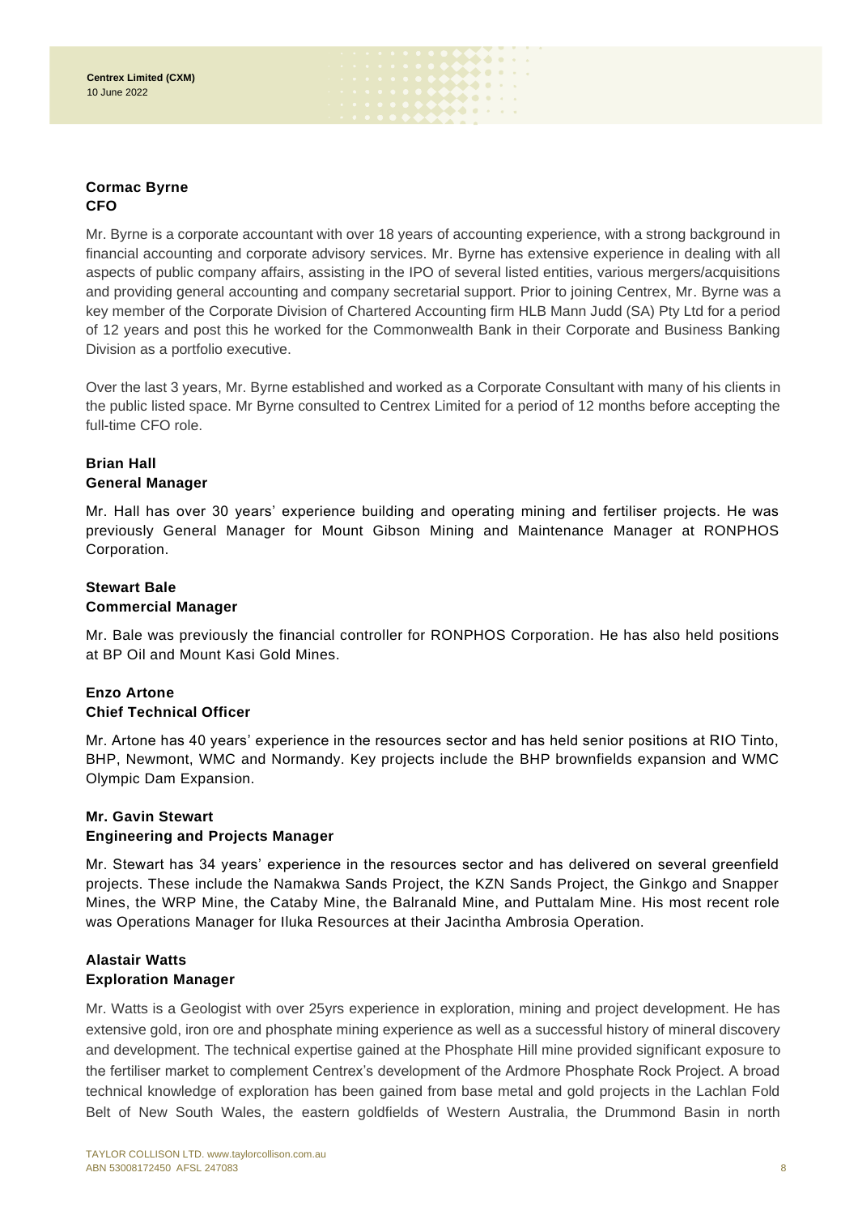**Cormac Byrne**
**CFO**

Mr. Byrne is a corporate accountant with over 18 years of accounting experience, with a strong background in financial accounting and corporate advisory services. Mr. Byrne has extensive experience in dealing with all aspects of public company affairs, assisting in the IPO of several listed entities, various mergers/acquisitions and providing general accounting and company secretarial support. Prior to joining Centrex, Mr. Byrne was a key member of the Corporate Division of Chartered Accounting firm HLB Mann Judd (SA) Pty Ltd for a period of 12 years and post this he worked for the Commonwealth Bank in their Corporate and Business Banking Division as a portfolio executive.

Over the last 3 years, Mr. Byrne established and worked as a Corporate Consultant with many of his clients in the public listed space. Mr Byrne consulted to Centrex Limited for a period of 12 months before accepting the full-time CFO role.

**Brian Hall**
**General Manager**

Mr. Hall has over 30 years' experience building and operating mining and fertiliser projects. He was previously General Manager for Mount Gibson Mining and Maintenance Manager at RONPHOS Corporation.

**Stewart Bale**
**Commercial Manager**

Mr. Bale was previously the financial controller for RONPHOS Corporation. He has also held positions at BP Oil and Mount Kasi Gold Mines.

**Enzo Artone**
**Chief Technical Officer**

Mr. Artone has 40 years' experience in the resources sector and has held senior positions at RIO Tinto, BHP, Newmont, WMC and Normandy. Key projects include the BHP brownfields expansion and WMC Olympic Dam Expansion.

**Mr. Gavin Stewart**
**Engineering and Projects Manager**

Mr. Stewart has 34 years' experience in the resources sector and has delivered on several greenfield projects. These include the Namakwa Sands Project, the KZN Sands Project, the Ginkgo and Snapper Mines, the WRP Mine, the Cataby Mine, the Balranald Mine, and Puttalam Mine. His most recent role was Operations Manager for Iluka Resources at their Jacintha Ambrosia Operation.

**Alastair Watts**
**Exploration Manager**

Mr. Watts is a Geologist with over 25yrs experience in exploration, mining and project development. He has extensive gold, iron ore and phosphate mining experience as well as a successful history of mineral discovery and development. The technical expertise gained at the Phosphate Hill mine provided significant exposure to the fertiliser market to complement Centrex's development of the Ardmore Phosphate Rock Project. A broad technical knowledge of exploration has been gained from base metal and gold projects in the Lachlan Fold Belt of New South Wales, the eastern goldfields of Western Australia, the Drummond Basin in north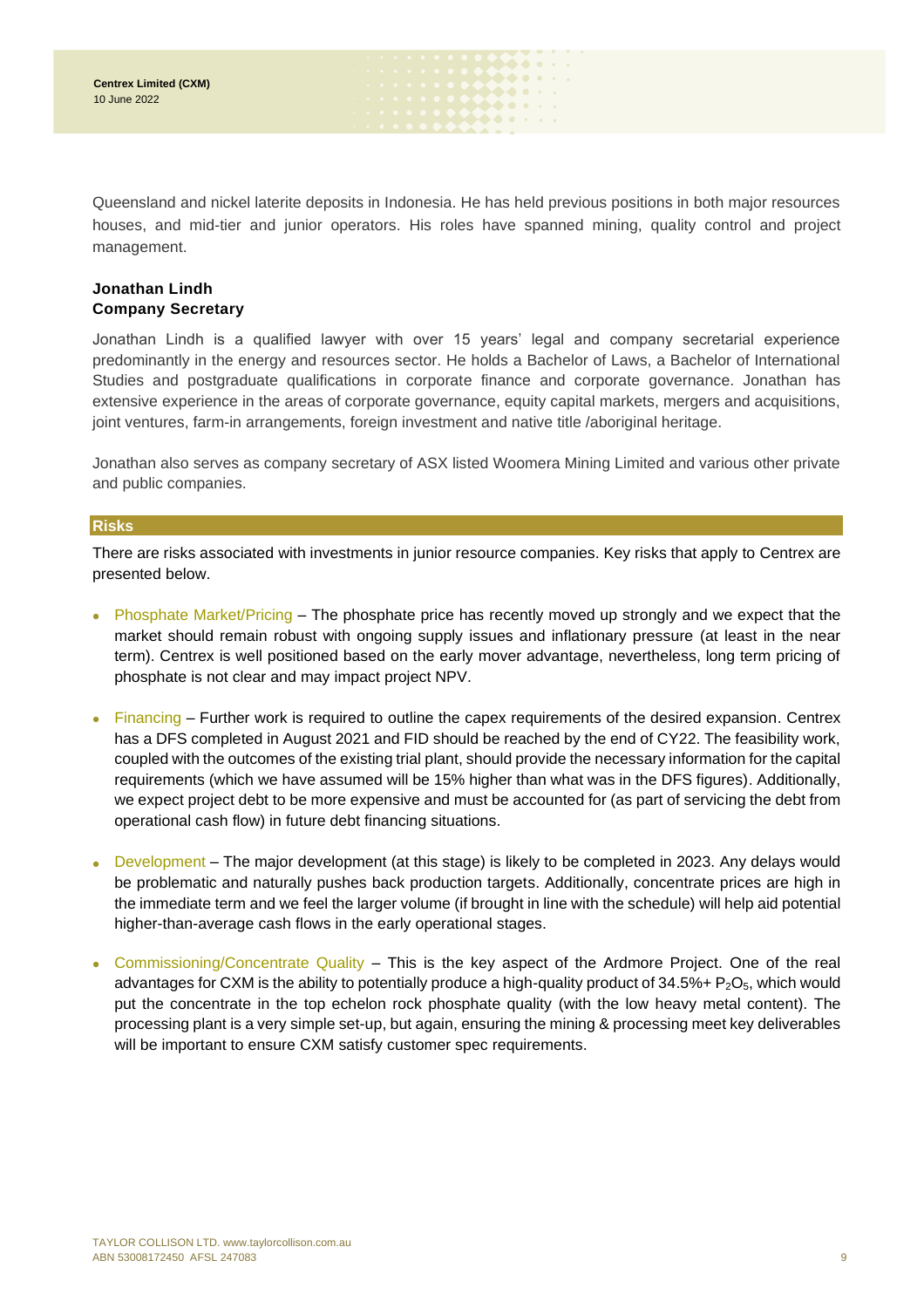Queensland and nickel laterite deposits in Indonesia. He has held previous positions in both major resources houses, and mid-tier and junior operators. His roles have spanned mining, quality control and project management.

**Jonathan Lindh**
**Company Secretary**

Jonathan Lindh is a qualified lawyer with over 15 years' legal and company secretarial experience predominantly in the energy and resources sector. He holds a Bachelor of Laws, a Bachelor of International Studies and postgraduate qualifications in corporate finance and corporate governance. Jonathan has extensive experience in the areas of corporate governance, equity capital markets, mergers and acquisitions, joint ventures, farm-in arrangements, foreign investment and native title /aboriginal heritage.

Jonathan also serves as company secretary of ASX listed Woomera Mining Limited and various other private and public companies.

## Risks

There are risks associated with investments in junior resource companies. Key risks that apply to Centrex are presented below.

- Phosphate Market/Pricing – The phosphate price has recently moved up strongly and we expect that the market should remain robust with ongoing supply issues and inflationary pressure (at least in the near term). Centrex is well positioned based on the early mover advantage, nevertheless, long term pricing of phosphate is not clear and may impact project NPV.

- Financing – Further work is required to outline the capex requirements of the desired expansion. Centrex has a DFS completed in August 2021 and FID should be reached by the end of CY22. The feasibility work, coupled with the outcomes of the existing trial plant, should provide the necessary information for the capital requirements (which we have assumed will be 15% higher than what was in the DFS figures). Additionally, we expect project debt to be more expensive and must be accounted for (as part of servicing the debt from operational cash flow) in future debt financing situations.

- Development – The major development (at this stage) is likely to be completed in 2023. Any delays would be problematic and naturally pushes back production targets. Additionally, concentrate prices are high in the immediate term and we feel the larger volume (if brought in line with the schedule) will help aid potential higher-than-average cash flows in the early operational stages.

- Commissioning/Concentrate Quality – This is the key aspect of the Ardmore Project. One of the real advantages for CXM is the ability to potentially produce a high-quality product of 34.5%+ $P_2O_5$, which would put the concentrate in the top echelon rock phosphate quality (with the low heavy metal content). The processing plant is a very simple set-up, but again, ensuring the mining & processing meet key deliverables will be important to ensure CXM satisfy customer spec requirements.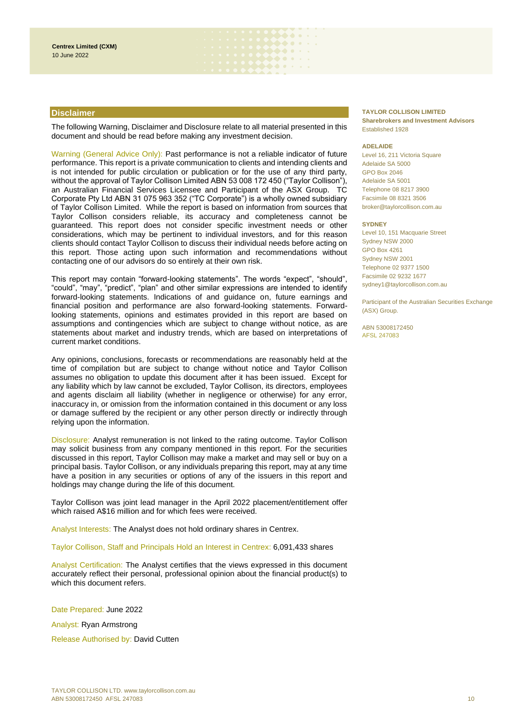## Disclaimer

The following Warning, Disclaimer and Disclosure relate to all material presented in this document and should be read before making any investment decision.

Warning (General Advice Only): Past performance is not a reliable indicator of future performance. This report is a private communication to clients and intending clients and is not intended for public circulation or publication or for the use of any third party, without the approval of Taylor Collison Limited ABN 53 008 172 450 ("Taylor Collison"), an Australian Financial Services Licensee and Participant of the ASX Group. TC Corporate Pty Ltd ABN 31 075 963 352 ("TC Corporate") is a wholly owned subsidiary of Taylor Collison Limited. While the report is based on information from sources that Taylor Collison considers reliable, its accuracy and completeness cannot be guaranteed. This report does not consider specific investment needs or other considerations, which may be pertinent to individual investors, and for this reason clients should contact Taylor Collison to discuss their individual needs before acting on this report. Those acting upon such information and recommendations without contacting one of our advisors do so entirely at their own risk.

This report may contain "forward-looking statements". The words "expect", "should", "could", "may", "predict", "plan" and other similar expressions are intended to identify forward-looking statements. Indications of and guidance on, future earnings and financial position and performance are also forward-looking statements. Forward-looking statements, opinions and estimates provided in this report are based on assumptions and contingencies which are subject to change without notice, as are statements about market and industry trends, which are based on interpretations of current market conditions.

Any opinions, conclusions, forecasts or recommendations are reasonably held at the time of compilation but are subject to change without notice and Taylor Collison assumes no obligation to update this document after it has been issued. Except for any liability which by law cannot be excluded, Taylor Collison, its directors, employees and agents disclaim all liability (whether in negligence or otherwise) for any error, inaccuracy in, or omission from the information contained in this document or any loss or damage suffered by the recipient or any other person directly or indirectly through relying upon the information.

Disclosure: Analyst remuneration is not linked to the rating outcome. Taylor Collison may solicit business from any company mentioned in this report. For the securities discussed in this report, Taylor Collison may make a market and may sell or buy on a principal basis. Taylor Collison, or any individuals preparing this report, may at any time have a position in any securities or options of any of the issuers in this report and holdings may change during the life of this document.

Taylor Collison was joint lead manager in the April 2022 placement/entitlement offer which raised A$16 million and for which fees were received.

Analyst Interests: The Analyst does not hold ordinary shares in Centrex.

Taylor Collison, Staff and Principals Hold an Interest in Centrex: 6,091,433 shares

Analyst Certification: The Analyst certifies that the views expressed in this document accurately reflect their personal, professional opinion about the financial product(s) to which this document refers.

Date Prepared: June 2022

Analyst: Ryan Armstrong

Release Authorised by: David Cutten

**TAYLOR COLLISON LIMITED**
**Sharebrokers and Investment Advisors**
Established 1928

**ADELAIDE**
Level 16, 211 Victoria Square
Adelaide SA 5000
GPO Box 2046
Adelaide SA 5001
Telephone 08 8217 3900
Facsimile 08 8321 3506
broker@taylorcollison.com.au

**SYDNEY**
Level 10, 151 Macquarie Street
Sydney NSW 2000
GPO Box 4261
Sydney NSW 2001
Telephone 02 9377 1500
Facsimile 02 9232 1677
sydney1@taylorcollison.com.au

Participant of the Australian Securities Exchange (ASX) Group.

ABN 53008172450
AFSL 247083